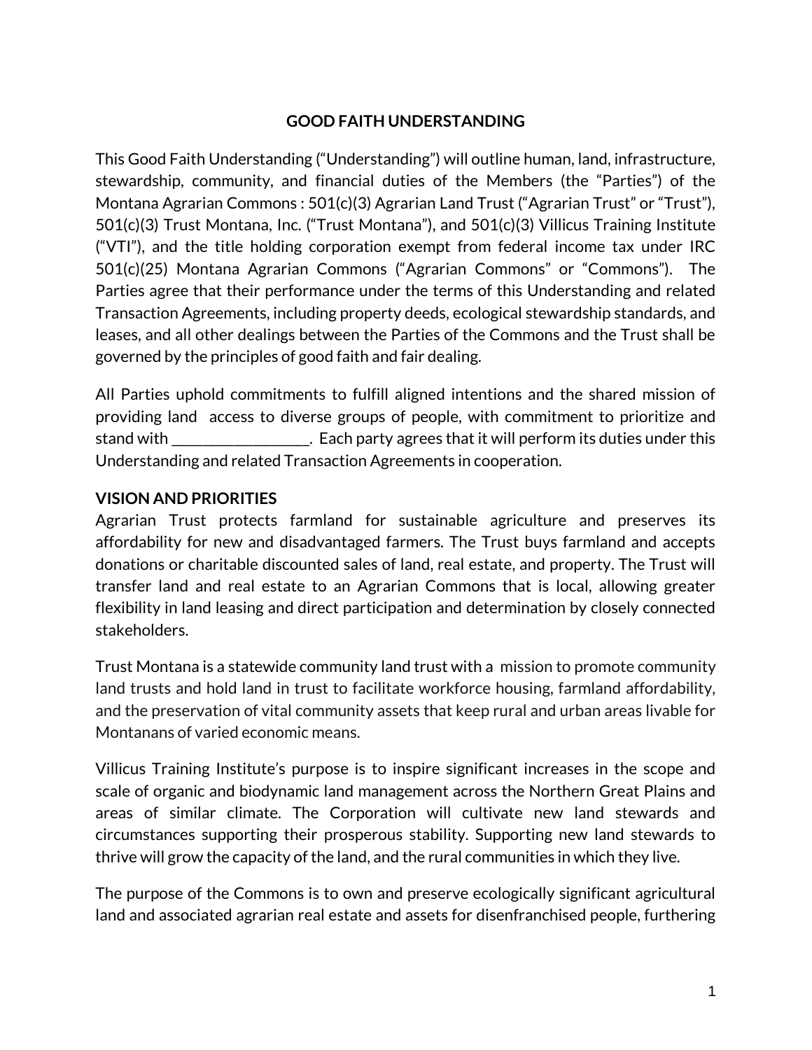# GOOD FAITH UNDERSTANDING

This Good Faith Understanding ("Understanding") will outline human, land, infrastructure, stewardship, community, and financial duties of the Members (the "Parties") of the Montana Agrarian Commons : 501(c)(3) Agrarian Land Trust ("Agrarian Trust" or "Trust"), 501(c)(3) Trust Montana, Inc. ("Trust Montana"), and 501(c)(3) Villicus Training Institute ("VTI"), and the title holding corporation exempt from federal income tax under IRC 501(c)(25) Montana Agrarian Commons ("Agrarian Commons" or "Commons"). The Parties agree that their performance under the terms of this Understanding and related Transaction Agreements, including property deeds, ecological stewardship standards, and leases, and all other dealings between the Parties of the Commons and the Trust shall be governed by the principles of good faith and fair dealing.

All Parties uphold commitments to fulfill aligned intentions and the shared mission of providing land access to diverse groups of people, with commitment to prioritize and stand with _________________. Each party agrees that it will perform its duties under this Understanding and related Transaction Agreements in cooperation.

## VISION AND PRIORITIES

Agrarian Trust protects farmland for sustainable agriculture and preserves its affordability for new and disadvantaged farmers. The Trust buys farmland and accepts donations or charitable discounted sales of land, real estate, and property. The Trust will transfer land and real estate to an Agrarian Commons that is local, allowing greater flexibility in land leasing and direct participation and determination by closely connected stakeholders.

Trust Montana is a statewide community land trust with a mission to promote community land trusts and hold land in trust to facilitate workforce housing, farmland affordability, and the preservation of vital community assets that keep rural and urban areas livable for Montanans of varied economic means.

Villicus Training Institute's purpose is to inspire significant increases in the scope and scale of organic and biodynamic land management across the Northern Great Plains and areas of similar climate. The Corporation will cultivate new land stewards and circumstances supporting their prosperous stability. Supporting new land stewards to thrive will grow the capacity of the land, and the rural communities in which they live.

The purpose of the Commons is to own and preserve ecologically significant agricultural land and associated agrarian real estate and assets for disenfranchised people, furthering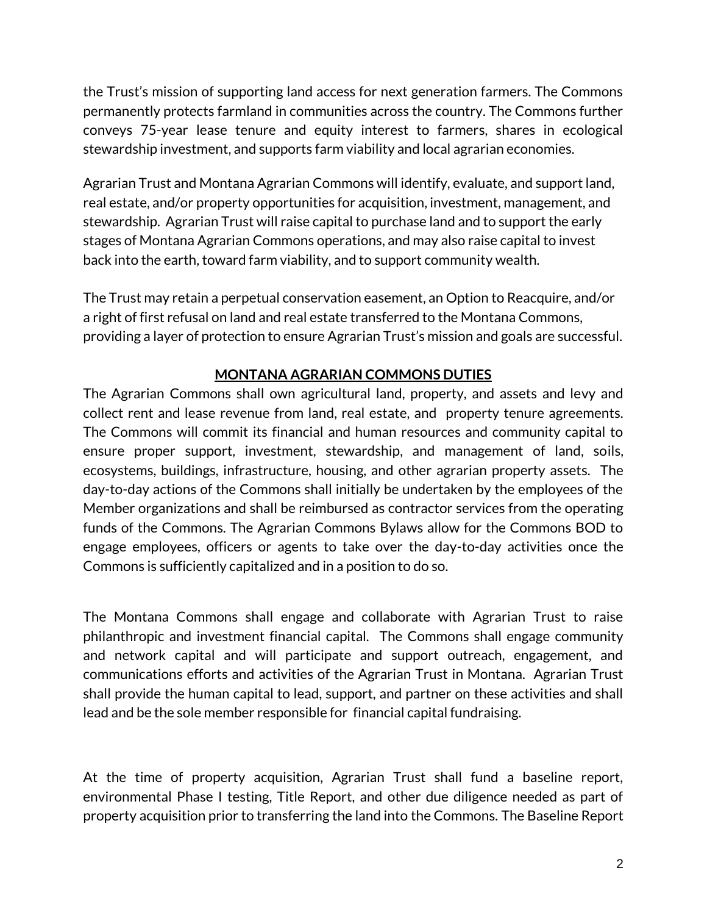the Trust's mission of supporting land access for next generation farmers. The Commons permanently protects farmland in communities across the country. The Commons further conveys 75-year lease tenure and equity interest to farmers, shares in ecological stewardship investment, and supports farm viability and local agrarian economies.

Agrarian Trust and Montana Agrarian Commons will identify, evaluate, and support land, real estate, and/or property opportunities for acquisition, investment, management, and stewardship. Agrarian Trust will raise capital to purchase land and to support the early stages of Montana Agrarian Commons operations, and may also raise capital to invest back into the earth, toward farm viability, and to support community wealth.

The Trust may retain a perpetual conservation easement, an Option to Reacquire, and/or a right of first refusal on land and real estate transferred to the Montana Commons, providing a layer of protection to ensure Agrarian Trust's mission and goals are successful.

## MONTANA AGRARIAN COMMONS DUTIES

The Agrarian Commons shall own agricultural land, property, and assets and levy and collect rent and lease revenue from land, real estate, and property tenure agreements. The Commons will commit its financial and human resources and community capital to ensure proper support, investment, stewardship, and management of land, soils, ecosystems, buildings, infrastructure, housing, and other agrarian property assets. The day-to-day actions of the Commons shall initially be undertaken by the employees of the Member organizations and shall be reimbursed as contractor services from the operating funds of the Commons. The Agrarian Commons Bylaws allow for the Commons BOD to engage employees, officers or agents to take over the day-to-day activities once the Commons is sufficiently capitalized and in a position to do so.

The Montana Commons shall engage and collaborate with Agrarian Trust to raise philanthropic and investment financial capital. The Commons shall engage community and network capital and will participate and support outreach, engagement, and communications efforts and activities of the Agrarian Trust in Montana. Agrarian Trust shall provide the human capital to lead, support, and partner on these activities and shall lead and be the sole member responsible for financial capital fundraising.

At the time of property acquisition, Agrarian Trust shall fund a baseline report, environmental Phase I testing, Title Report, and other due diligence needed as part of property acquisition prior to transferring the land into the Commons. The Baseline Report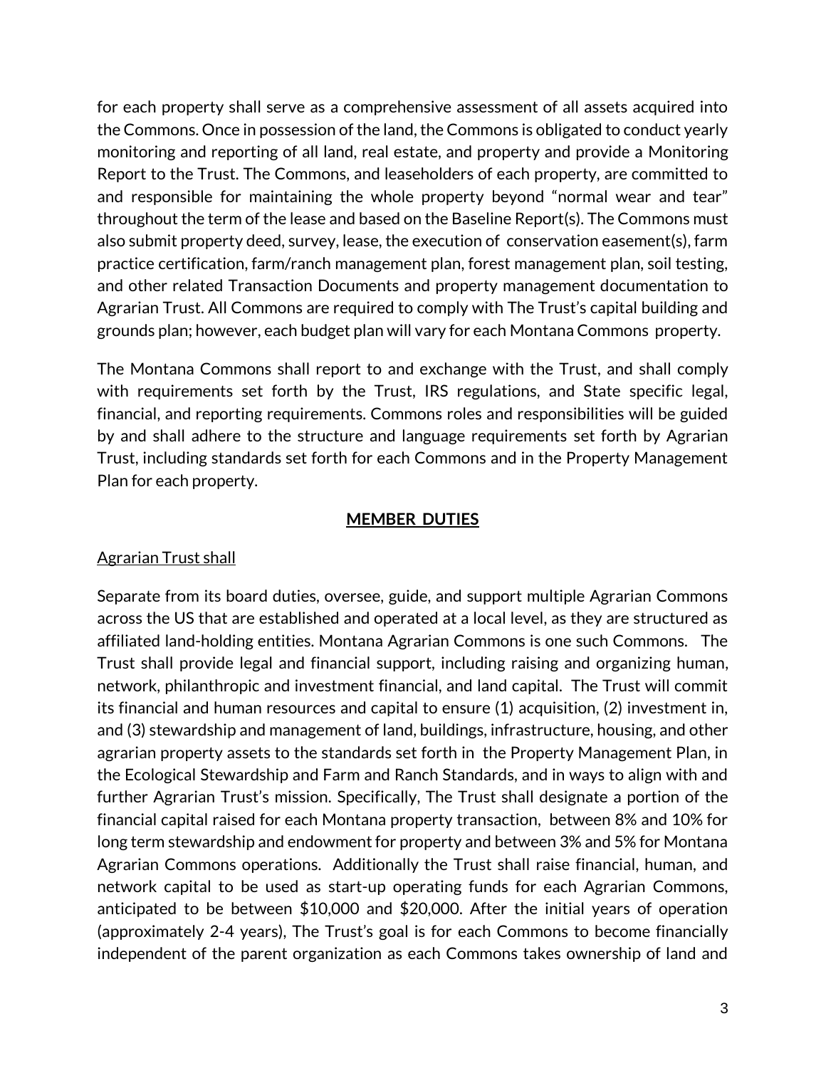for each property shall serve as a comprehensive assessment of all assets acquired into the Commons. Once in possession of the land, the Commons is obligated to conduct yearly monitoring and reporting of all land, real estate, and property and provide a Monitoring Report to the Trust. The Commons, and leaseholders of each property, are committed to and responsible for maintaining the whole property beyond "normal wear and tear" throughout the term of the lease and based on the Baseline Report(s). The Commons must also submit property deed, survey, lease, the execution of conservation easement(s), farm practice certification, farm/ranch management plan, forest management plan, soil testing, and other related Transaction Documents and property management documentation to Agrarian Trust. All Commons are required to comply with The Trust's capital building and grounds plan; however, each budget plan will vary for each Montana Commons property.

The Montana Commons shall report to and exchange with the Trust, and shall comply with requirements set forth by the Trust, IRS regulations, and State specific legal, financial, and reporting requirements. Commons roles and responsibilities will be guided by and shall adhere to the structure and language requirements set forth by Agrarian Trust, including standards set forth for each Commons and in the Property Management Plan for each property.

## MEMBER DUTIES

Agrarian Trust shall

Separate from its board duties, oversee, guide, and support multiple Agrarian Commons across the US that are established and operated at a local level, as they are structured as affiliated land-holding entities. Montana Agrarian Commons is one such Commons. The Trust shall provide legal and financial support, including raising and organizing human, network, philanthropic and investment financial, and land capital. The Trust will commit its financial and human resources and capital to ensure (1) acquisition, (2) investment in, and (3) stewardship and management of land, buildings, infrastructure, housing, and other agrarian property assets to the standards set forth in the Property Management Plan, in the Ecological Stewardship and Farm and Ranch Standards, and in ways to align with and further Agrarian Trust's mission. Specifically, The Trust shall designate a portion of the financial capital raised for each Montana property transaction, between 8% and 10% for long term stewardship and endowment for property and between 3% and 5% for Montana Agrarian Commons operations. Additionally the Trust shall raise financial, human, and network capital to be used as start-up operating funds for each Agrarian Commons, anticipated to be between $10,000 and $20,000. After the initial years of operation (approximately 2-4 years), The Trust's goal is for each Commons to become financially independent of the parent organization as each Commons takes ownership of land and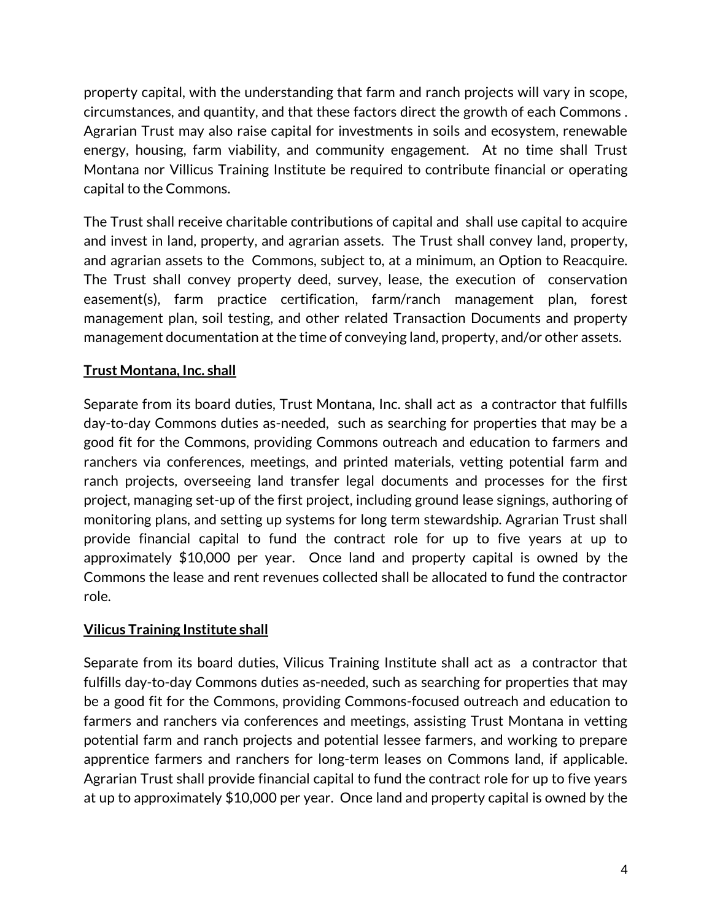property capital, with the understanding that farm and ranch projects will vary in scope, circumstances, and quantity, and that these factors direct the growth of each Commons . Agrarian Trust may also raise capital for investments in soils and ecosystem, renewable energy, housing, farm viability, and community engagement. At no time shall Trust Montana nor Villicus Training Institute be required to contribute financial or operating capital to the Commons.

The Trust shall receive charitable contributions of capital and shall use capital to acquire and invest in land, property, and agrarian assets. The Trust shall convey land, property, and agrarian assets to the Commons, subject to, at a minimum, an Option to Reacquire. The Trust shall convey property deed, survey, lease, the execution of conservation easement(s), farm practice certification, farm/ranch management plan, forest management plan, soil testing, and other related Transaction Documents and property management documentation at the time of conveying land, property, and/or other assets.

**Trust Montana, Inc. shall**

Separate from its board duties, Trust Montana, Inc. shall act as a contractor that fulfills day-to-day Commons duties as-needed, such as searching for properties that may be a good fit for the Commons, providing Commons outreach and education to farmers and ranchers via conferences, meetings, and printed materials, vetting potential farm and ranch projects, overseeing land transfer legal documents and processes for the first project, managing set-up of the first project, including ground lease signings, authoring of monitoring plans, and setting up systems for long term stewardship. Agrarian Trust shall provide financial capital to fund the contract role for up to five years at up to approximately $10,000 per year. Once land and property capital is owned by the Commons the lease and rent revenues collected shall be allocated to fund the contractor role.

**Vilicus Training Institute shall**

Separate from its board duties, Vilicus Training Institute shall act as a contractor that fulfills day-to-day Commons duties as-needed, such as searching for properties that may be a good fit for the Commons, providing Commons-focused outreach and education to farmers and ranchers via conferences and meetings, assisting Trust Montana in vetting potential farm and ranch projects and potential lessee farmers, and working to prepare apprentice farmers and ranchers for long-term leases on Commons land, if applicable. Agrarian Trust shall provide financial capital to fund the contract role for up to five years at up to approximately $10,000 per year. Once land and property capital is owned by the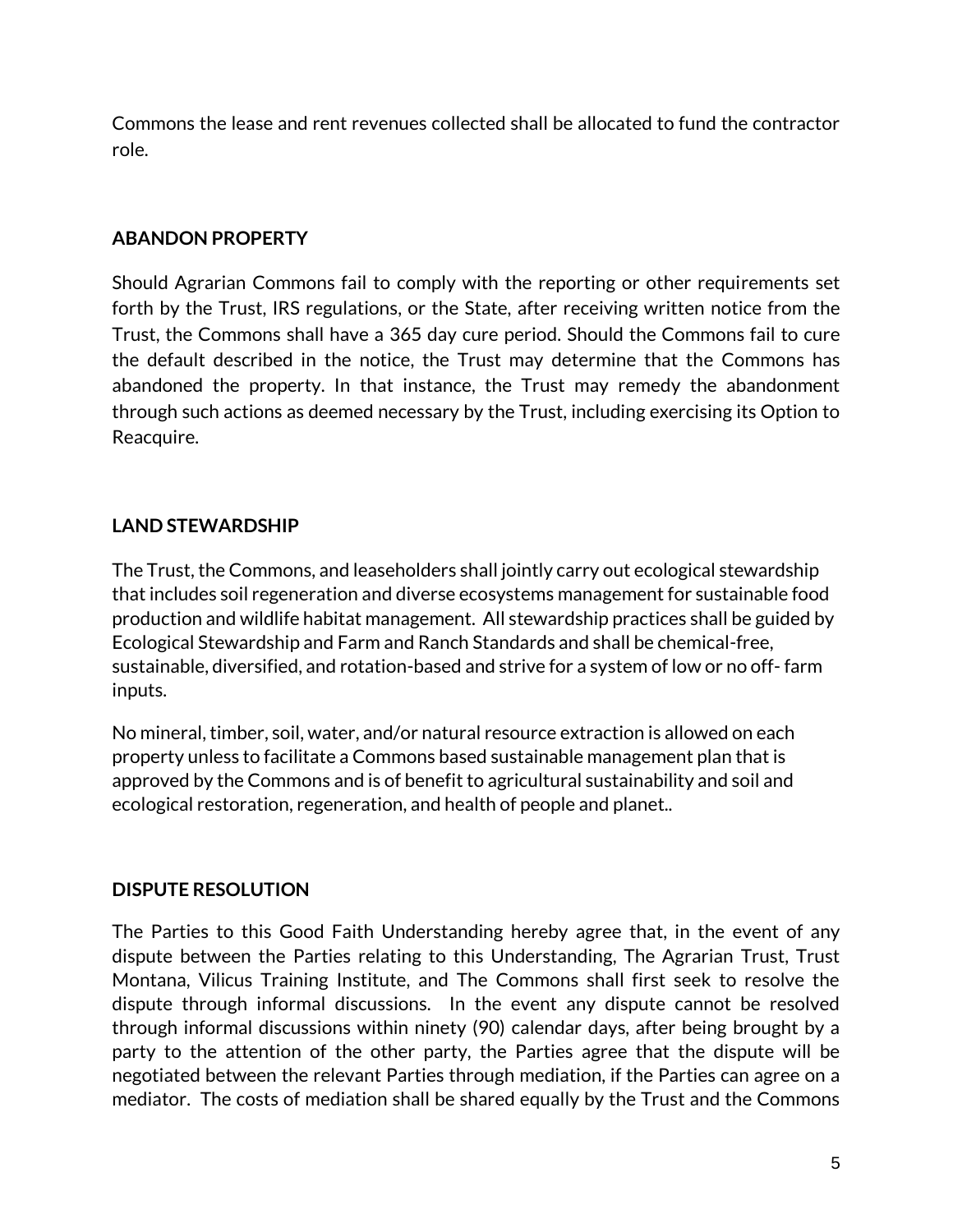Commons the lease and rent revenues collected shall be allocated to fund the contractor role.

**ABANDON PROPERTY**

Should Agrarian Commons fail to comply with the reporting or other requirements set forth by the Trust, IRS regulations, or the State, after receiving written notice from the Trust, the Commons shall have a 365 day cure period. Should the Commons fail to cure the default described in the notice, the Trust may determine that the Commons has abandoned the property. In that instance, the Trust may remedy the abandonment through such actions as deemed necessary by the Trust, including exercising its Option to Reacquire.

**LAND STEWARDSHIP**

The Trust, the Commons, and leaseholders shall jointly carry out ecological stewardship that includes soil regeneration and diverse ecosystems management for sustainable food production and wildlife habitat management. All stewardship practices shall be guided by Ecological Stewardship and Farm and Ranch Standards and shall be chemical-free, sustainable, diversified, and rotation-based and strive for a system of low or no off- farm inputs.

No mineral, timber, soil, water, and/or natural resource extraction is allowed on each property unless to facilitate a Commons based sustainable management plan that is approved by the Commons and is of benefit to agricultural sustainability and soil and ecological restoration, regeneration, and health of people and planet..

**DISPUTE RESOLUTION**

The Parties to this Good Faith Understanding hereby agree that, in the event of any dispute between the Parties relating to this Understanding, The Agrarian Trust, Trust Montana, Vilicus Training Institute, and The Commons shall first seek to resolve the dispute through informal discussions. In the event any dispute cannot be resolved through informal discussions within ninety (90) calendar days, after being brought by a party to the attention of the other party, the Parties agree that the dispute will be negotiated between the relevant Parties through mediation, if the Parties can agree on a mediator. The costs of mediation shall be shared equally by the Trust and the Commons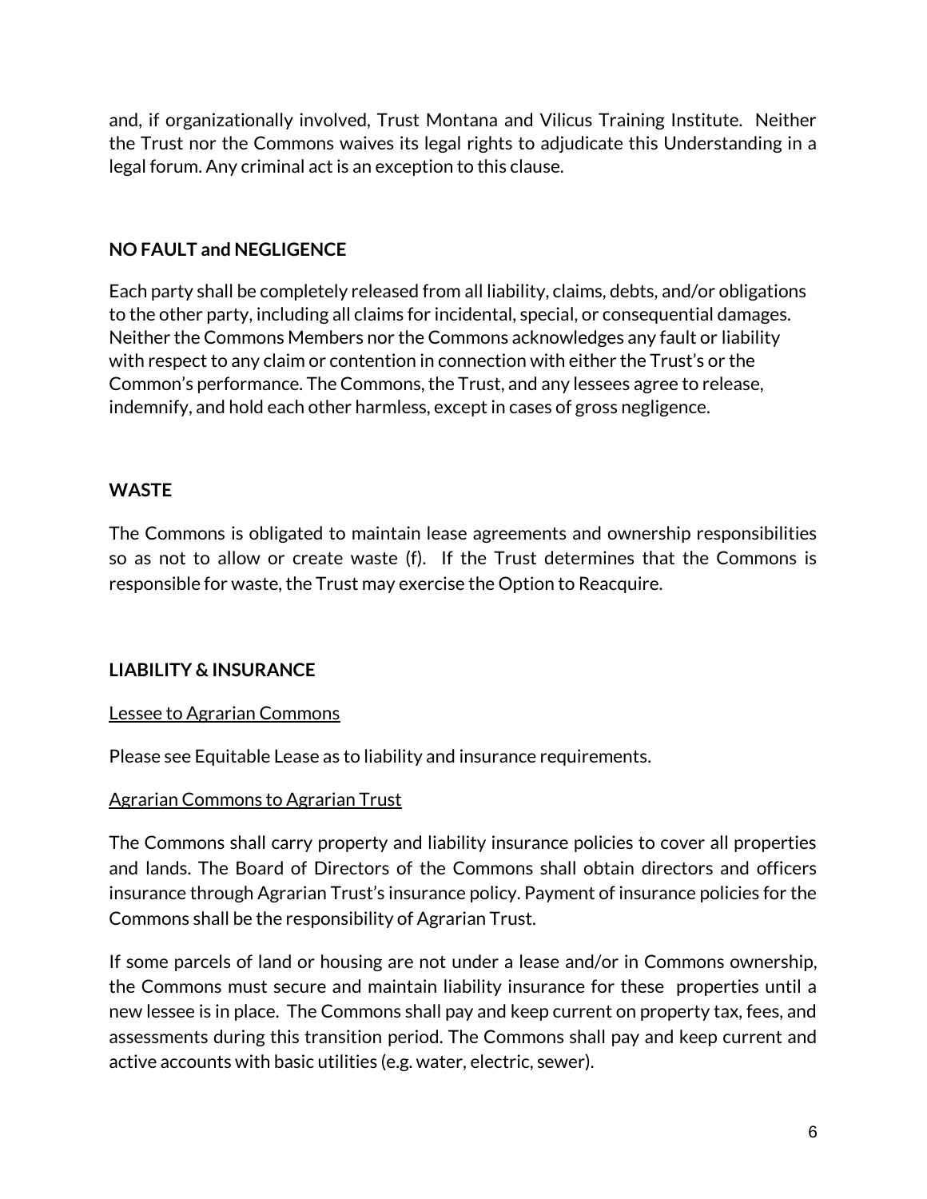and, if organizationally involved, Trust Montana and Vilicus Training Institute. Neither the Trust nor the Commons waives its legal rights to adjudicate this Understanding in a legal forum. Any criminal act is an exception to this clause.

## NO FAULT and NEGLIGENCE

Each party shall be completely released from all liability, claims, debts, and/or obligations to the other party, including all claims for incidental, special, or consequential damages. Neither the Commons Members nor the Commons acknowledges any fault or liability with respect to any claim or contention in connection with either the Trust's or the Common's performance. The Commons, the Trust, and any lessees agree to release, indemnify, and hold each other harmless, except in cases of gross negligence.

## WASTE

The Commons is obligated to maintain lease agreements and ownership responsibilities so as not to allow or create waste (f). If the Trust determines that the Commons is responsible for waste, the Trust may exercise the Option to Reacquire.

## LIABILITY & INSURANCE

<u>Lessee to Agrarian Commons</u>

Please see Equitable Lease as to liability and insurance requirements.

<u>Agrarian Commons to Agrarian Trust</u>

The Commons shall carry property and liability insurance policies to cover all properties and lands. The Board of Directors of the Commons shall obtain directors and officers insurance through Agrarian Trust's insurance policy. Payment of insurance policies for the Commons shall be the responsibility of Agrarian Trust.

If some parcels of land or housing are not under a lease and/or in Commons ownership, the Commons must secure and maintain liability insurance for these properties until a new lessee is in place. The Commons shall pay and keep current on property tax, fees, and assessments during this transition period. The Commons shall pay and keep current and active accounts with basic utilities (e.g. water, electric, sewer).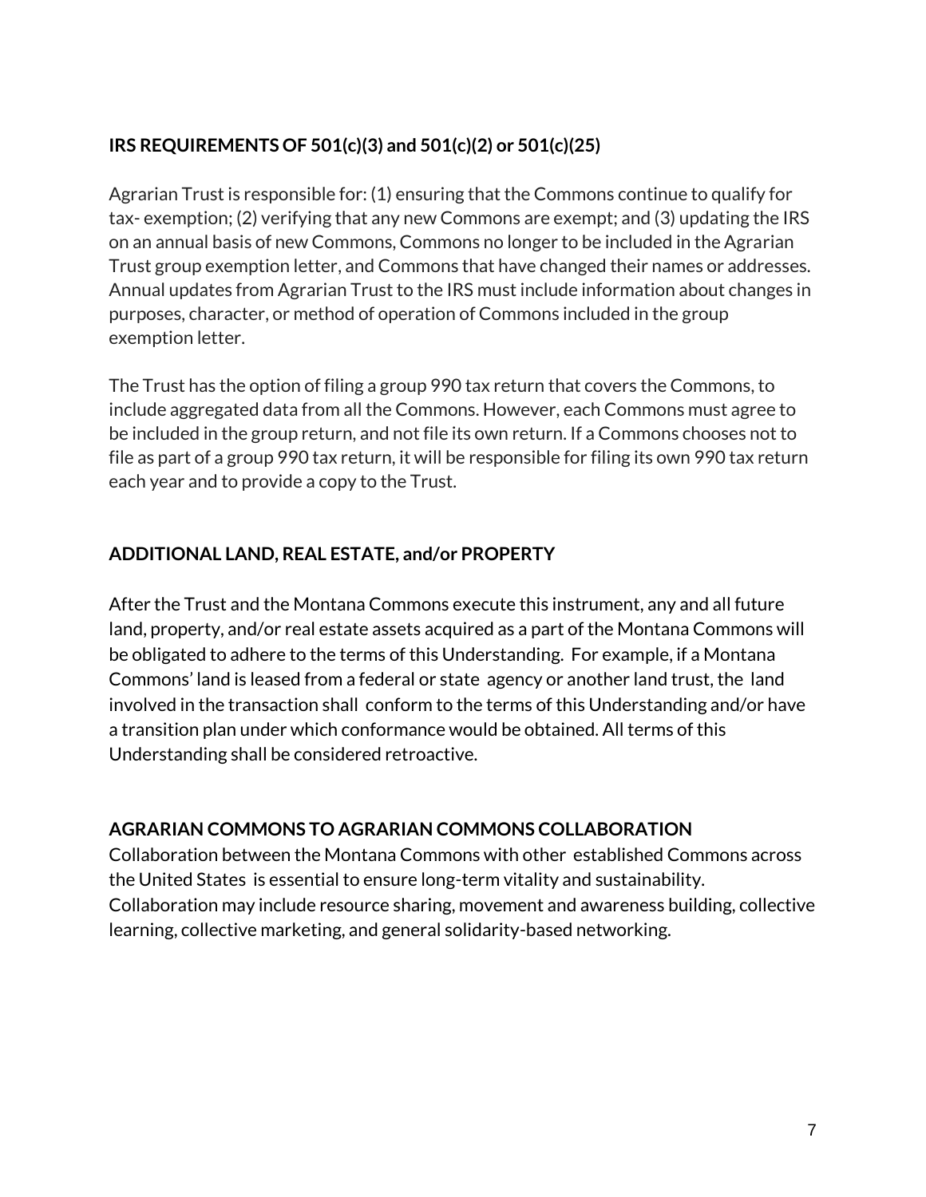**IRS REQUIREMENTS OF 501(c)(3) and 501(c)(2) or 501(c)(25)**

Agrarian Trust is responsible for: (1) ensuring that the Commons continue to qualify for tax- exemption; (2) verifying that any new Commons are exempt; and (3) updating the IRS on an annual basis of new Commons, Commons no longer to be included in the Agrarian Trust group exemption letter, and Commons that have changed their names or addresses. Annual updates from Agrarian Trust to the IRS must include information about changes in purposes, character, or method of operation of Commons included in the group exemption letter.

The Trust has the option of filing a group 990 tax return that covers the Commons, to include aggregated data from all the Commons. However, each Commons must agree to be included in the group return, and not file its own return. If a Commons chooses not to file as part of a group 990 tax return, it will be responsible for filing its own 990 tax return each year and to provide a copy to the Trust.

**ADDITIONAL LAND, REAL ESTATE, and/or PROPERTY**

After the Trust and the Montana Commons execute this instrument, any and all future land, property, and/or real estate assets acquired as a part of the Montana Commons will be obligated to adhere to the terms of this Understanding. For example, if a Montana Commons' land is leased from a federal or state agency or another land trust, the land involved in the transaction shall conform to the terms of this Understanding and/or have a transition plan under which conformance would be obtained. All terms of this Understanding shall be considered retroactive.

**AGRARIAN COMMONS TO AGRARIAN COMMONS COLLABORATION**

Collaboration between the Montana Commons with other established Commons across the United States is essential to ensure long-term vitality and sustainability. Collaboration may include resource sharing, movement and awareness building, collective learning, collective marketing, and general solidarity-based networking.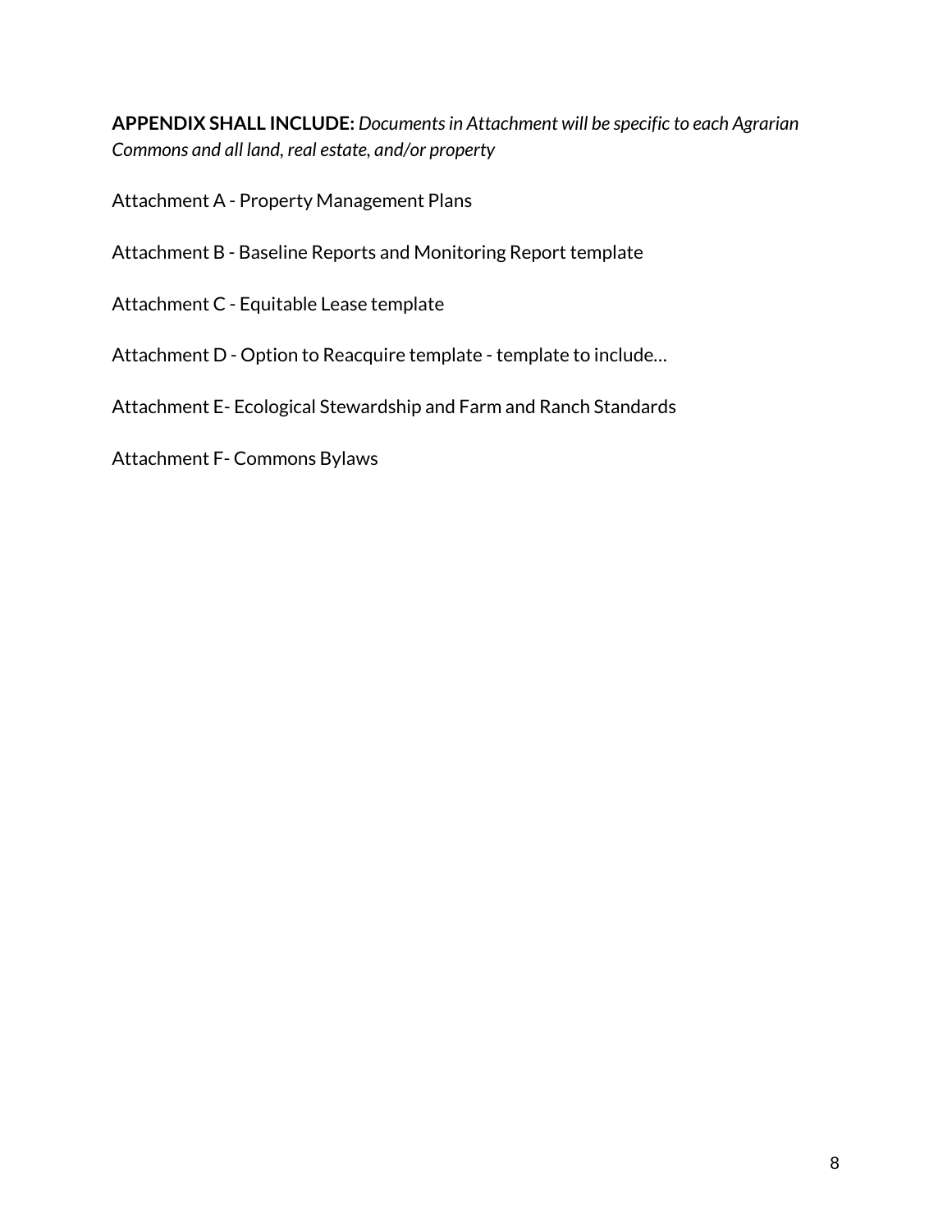**APPENDIX SHALL INCLUDE:** *Documents in Attachment will be specific to each Agrarian Commons and all land, real estate, and/or property*

Attachment A - Property Management Plans

Attachment B - Baseline Reports and Monitoring Report template

Attachment C - Equitable Lease template

Attachment D - Option to Reacquire template - template to include…

Attachment E- Ecological Stewardship and Farm and Ranch Standards

Attachment F- Commons Bylaws